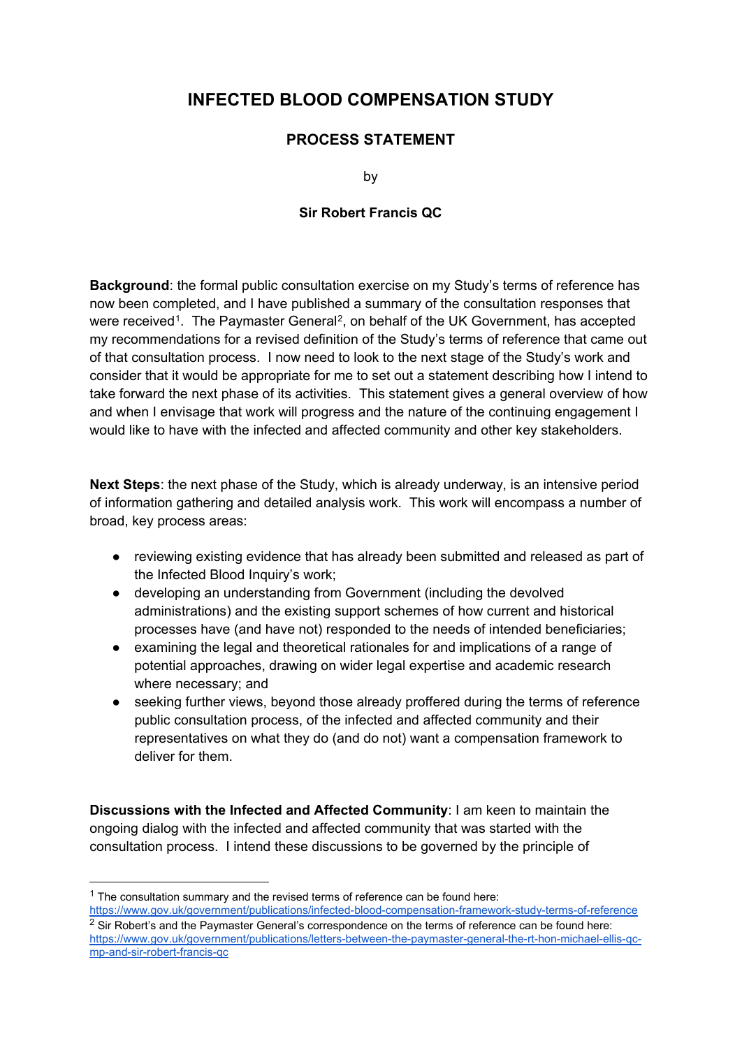# INFECTED BLOOD COMPENSATION STUDY

## PROCESS STATEMENT

by

**Sir Robert Francis QC**

**Background**: the formal public consultation exercise on my Study's terms of reference has now been completed, and I have published a summary of the consultation responses that were received[1]. The Paymaster General[2], on behalf of the UK Government, has accepted my recommendations for a revised definition of the Study's terms of reference that came out of that consultation process. I now need to look to the next stage of the Study's work and consider that it would be appropriate for me to set out a statement describing how I intend to take forward the next phase of its activities. This statement gives a general overview of how and when I envisage that work will progress and the nature of the continuing engagement I would like to have with the infected and affected community and other key stakeholders.

**Next Steps**: the next phase of the Study, which is already underway, is an intensive period of information gathering and detailed analysis work. This work will encompass a number of broad, key process areas:

- reviewing existing evidence that has already been submitted and released as part of the Infected Blood Inquiry's work;
- developing an understanding from Government (including the devolved administrations) and the existing support schemes of how current and historical processes have (and have not) responded to the needs of intended beneficiaries;
- examining the legal and theoretical rationales for and implications of a range of potential approaches, drawing on wider legal expertise and academic research where necessary; and
- seeking further views, beyond those already proffered during the terms of reference public consultation process, of the infected and affected community and their representatives on what they do (and do not) want a compensation framework to deliver for them.

**Discussions with the Infected and Affected Community**: I am keen to maintain the ongoing dialog with the infected and affected community that was started with the consultation process. I intend these discussions to be governed by the principle of

---

[1] The consultation summary and the revised terms of reference can be found here: https://www.gov.uk/government/publications/infected-blood-compensation-framework-study-terms-of-reference

[2] Sir Robert's and the Paymaster General's correspondence on the terms of reference can be found here: https://www.gov.uk/government/publications/letters-between-the-paymaster-general-the-rt-hon-michael-ellis-qc-mp-and-sir-robert-francis-qc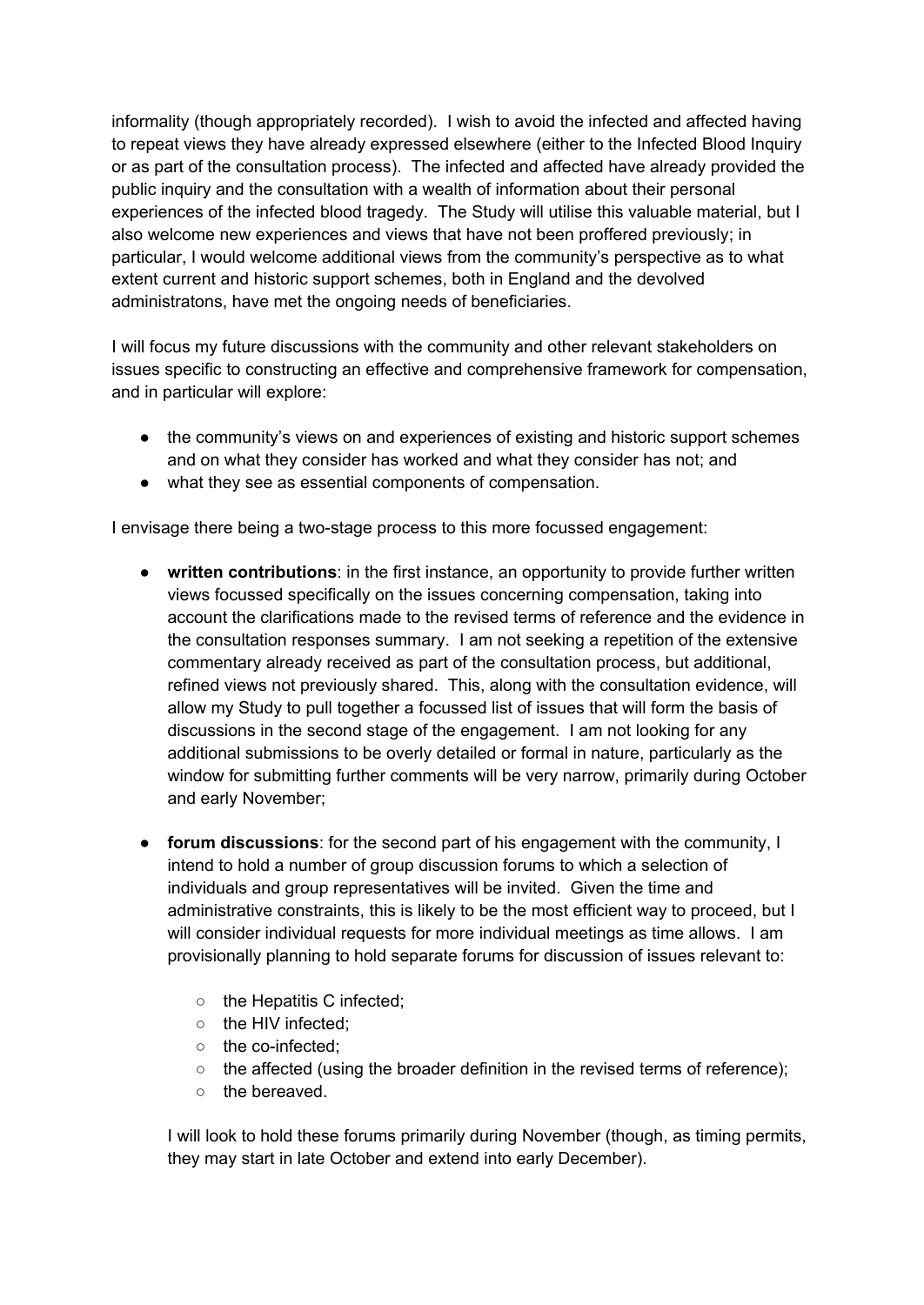informality (though appropriately recorded). I wish to avoid the infected and affected having to repeat views they have already expressed elsewhere (either to the Infected Blood Inquiry or as part of the consultation process). The infected and affected have already provided the public inquiry and the consultation with a wealth of information about their personal experiences of the infected blood tragedy. The Study will utilise this valuable material, but I also welcome new experiences and views that have not been proffered previously; in particular, I would welcome additional views from the community's perspective as to what extent current and historic support schemes, both in England and the devolved administratons, have met the ongoing needs of beneficiaries.

I will focus my future discussions with the community and other relevant stakeholders on issues specific to constructing an effective and comprehensive framework for compensation, and in particular will explore:

- the community's views on and experiences of existing and historic support schemes and on what they consider has worked and what they consider has not; and
- what they see as essential components of compensation.

I envisage there being a two-stage process to this more focussed engagement:

- **written contributions**: in the first instance, an opportunity to provide further written views focussed specifically on the issues concerning compensation, taking into account the clarifications made to the revised terms of reference and the evidence in the consultation responses summary. I am not seeking a repetition of the extensive commentary already received as part of the consultation process, but additional, refined views not previously shared. This, along with the consultation evidence, will allow my Study to pull together a focussed list of issues that will form the basis of discussions in the second stage of the engagement. I am not looking for any additional submissions to be overly detailed or formal in nature, particularly as the window for submitting further comments will be very narrow, primarily during October and early November;

- **forum discussions**: for the second part of his engagement with the community, I intend to hold a number of group discussion forums to which a selection of individuals and group representatives will be invited. Given the time and administrative constraints, this is likely to be the most efficient way to proceed, but I will consider individual requests for more individual meetings as time allows. I am provisionally planning to hold separate forums for discussion of issues relevant to:

    - the Hepatitis C infected;
    - the HIV infected;
    - the co-infected;
    - the affected (using the broader definition in the revised terms of reference);
    - the bereaved.

  I will look to hold these forums primarily during November (though, as timing permits, they may start in late October and extend into early December).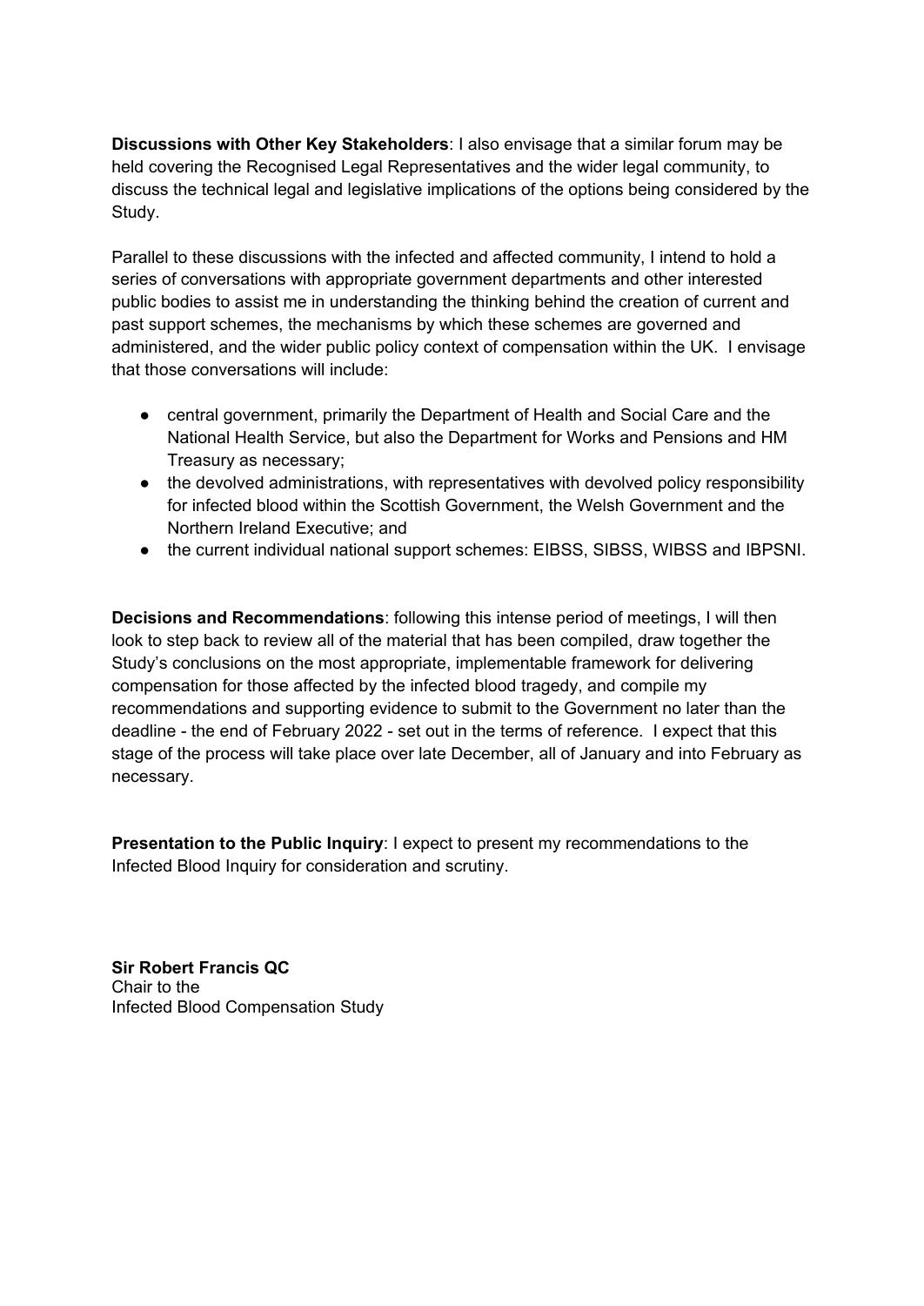**Discussions with Other Key Stakeholders**: I also envisage that a similar forum may be held covering the Recognised Legal Representatives and the wider legal community, to discuss the technical legal and legislative implications of the options being considered by the Study.

Parallel to these discussions with the infected and affected community, I intend to hold a series of conversations with appropriate government departments and other interested public bodies to assist me in understanding the thinking behind the creation of current and past support schemes, the mechanisms by which these schemes are governed and administered, and the wider public policy context of compensation within the UK. I envisage that those conversations will include:

- central government, primarily the Department of Health and Social Care and the National Health Service, but also the Department for Works and Pensions and HM Treasury as necessary;
- the devolved administrations, with representatives with devolved policy responsibility for infected blood within the Scottish Government, the Welsh Government and the Northern Ireland Executive; and
- the current individual national support schemes: EIBSS, SIBSS, WIBSS and IBPSNI.

**Decisions and Recommendations**: following this intense period of meetings, I will then look to step back to review all of the material that has been compiled, draw together the Study's conclusions on the most appropriate, implementable framework for delivering compensation for those affected by the infected blood tragedy, and compile my recommendations and supporting evidence to submit to the Government no later than the deadline - the end of February 2022 - set out in the terms of reference. I expect that this stage of the process will take place over late December, all of January and into February as necessary.

**Presentation to the Public Inquiry**: I expect to present my recommendations to the Infected Blood Inquiry for consideration and scrutiny.

**Sir Robert Francis QC**
Chair to the
Infected Blood Compensation Study